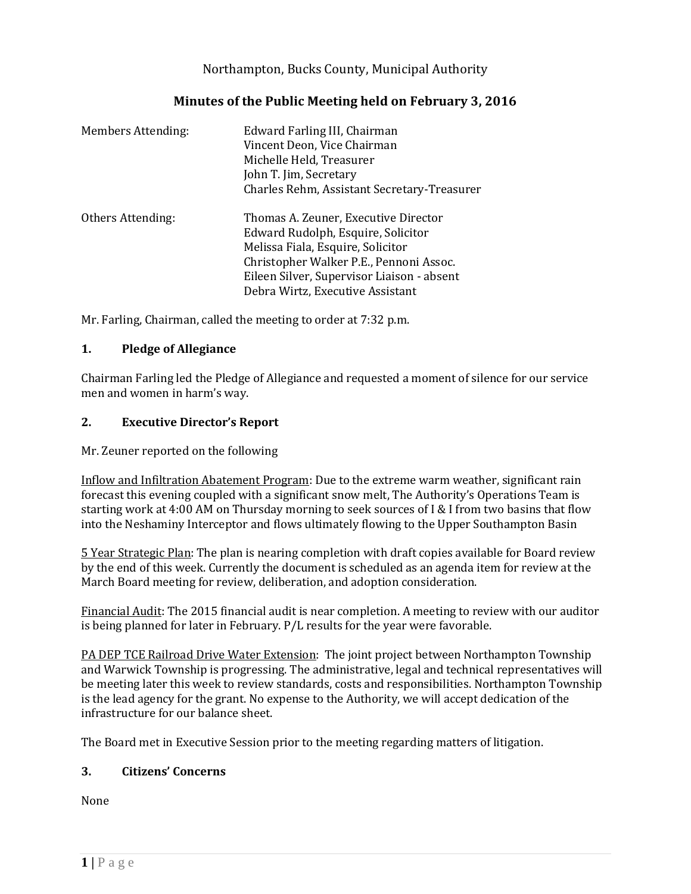Northampton, Bucks County, Municipal Authority

# Minutes of the Public Meeting held on February 3, 2016

| Members Attending: | Edward Farling III, Chairman |
|---|---|
| | Vincent Deon, Vice Chairman |
| | Michelle Held, Treasurer |
| | John T. Jim, Secretary |
| | Charles Rehm, Assistant Secretary-Treasurer |
| Others Attending: | Thomas A. Zeuner, Executive Director |
| | Edward Rudolph, Esquire, Solicitor |
| | Melissa Fiala, Esquire, Solicitor |
| | Christopher Walker P.E., Pennoni Assoc. |
| | Eileen Silver, Supervisor Liaison - absent |
| | Debra Wirtz, Executive Assistant |

Mr. Farling, Chairman, called the meeting to order at 7:32 p.m.

## 1. Pledge of Allegiance

Chairman Farling led the Pledge of Allegiance and requested a moment of silence for our service men and women in harm's way.

## 2. Executive Director's Report

Mr. Zeuner reported on the following

Inflow and Infiltration Abatement Program: Due to the extreme warm weather, significant rain forecast this evening coupled with a significant snow melt, The Authority's Operations Team is starting work at 4:00 AM on Thursday morning to seek sources of I & I from two basins that flow into the Neshaminy Interceptor and flows ultimately flowing to the Upper Southampton Basin

5 Year Strategic Plan: The plan is nearing completion with draft copies available for Board review by the end of this week. Currently the document is scheduled as an agenda item for review at the March Board meeting for review, deliberation, and adoption consideration.

Financial Audit: The 2015 financial audit is near completion. A meeting to review with our auditor is being planned for later in February. P/L results for the year were favorable.

PA DEP TCE Railroad Drive Water Extension: The joint project between Northampton Township and Warwick Township is progressing. The administrative, legal and technical representatives will be meeting later this week to review standards, costs and responsibilities. Northampton Township is the lead agency for the grant. No expense to the Authority, we will accept dedication of the infrastructure for our balance sheet.

The Board met in Executive Session prior to the meeting regarding matters of litigation.

## 3. Citizens' Concerns

None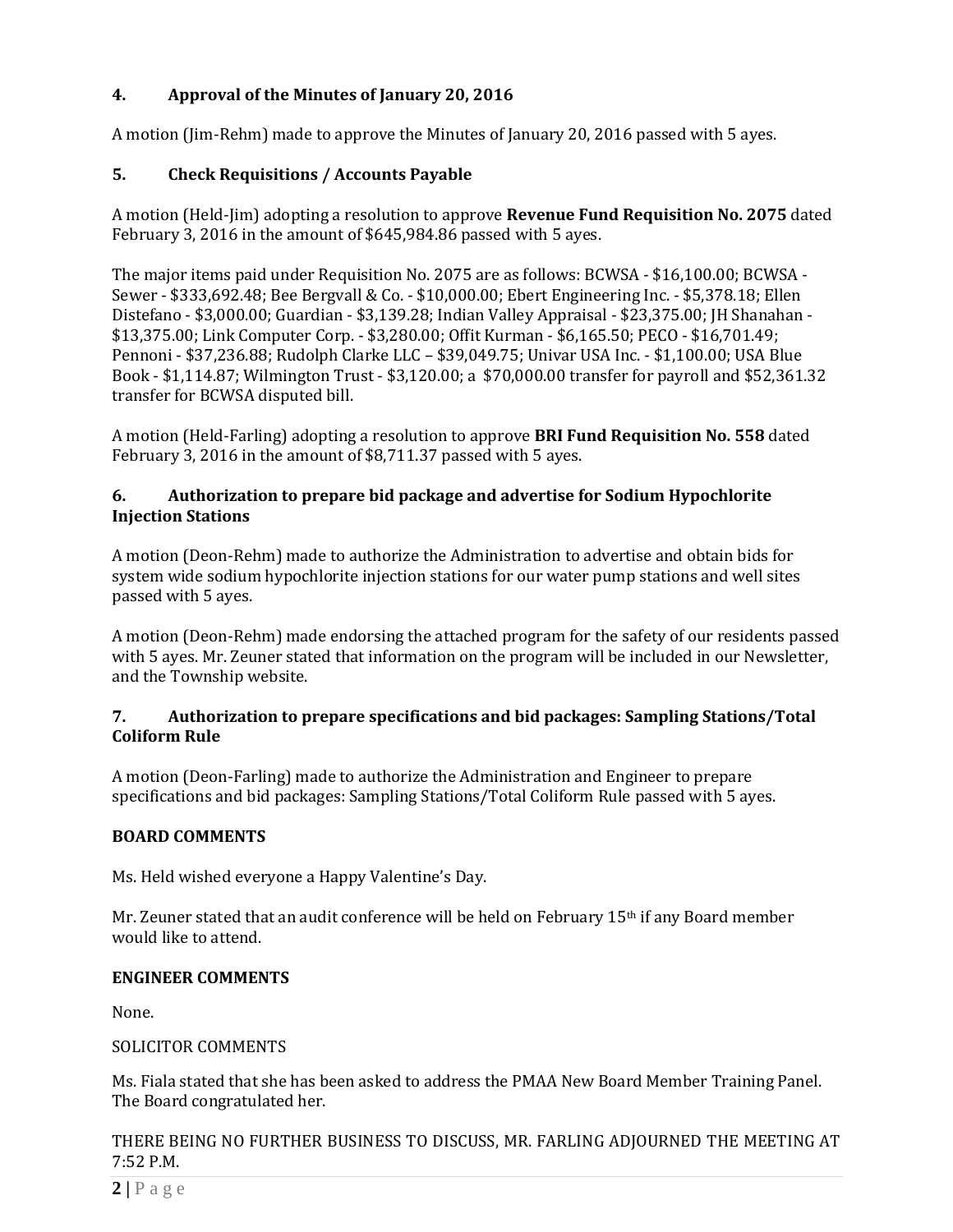## 4. Approval of the Minutes of January 20, 2016

A motion (Jim-Rehm) made to approve the Minutes of January 20, 2016 passed with 5 ayes.

## 5. Check Requisitions / Accounts Payable

A motion (Held-Jim) adopting a resolution to approve **Revenue Fund Requisition No. 2075** dated February 3, 2016 in the amount of $645,984.86 passed with 5 ayes.

The major items paid under Requisition No. 2075 are as follows: BCWSA - $16,100.00; BCWSA - Sewer - $333,692.48; Bee Bergvall & Co. - $10,000.00; Ebert Engineering Inc. - $5,378.18; Ellen Distefano - $3,000.00; Guardian - $3,139.28; Indian Valley Appraisal - $23,375.00; JH Shanahan - $13,375.00; Link Computer Corp. - $3,280.00; Offit Kurman - $6,165.50; PECO - $16,701.49; Pennoni - $37,236.88; Rudolph Clarke LLC – $39,049.75; Univar USA Inc. - $1,100.00; USA Blue Book - $1,114.87; Wilmington Trust - $3,120.00; a $70,000.00 transfer for payroll and $52,361.32 transfer for BCWSA disputed bill.

A motion (Held-Farling) adopting a resolution to approve **BRI Fund Requisition No. 558** dated February 3, 2016 in the amount of $8,711.37 passed with 5 ayes.

## 6. Authorization to prepare bid package and advertise for Sodium Hypochlorite Injection Stations

A motion (Deon-Rehm) made to authorize the Administration to advertise and obtain bids for system wide sodium hypochlorite injection stations for our water pump stations and well sites passed with 5 ayes.

A motion (Deon-Rehm) made endorsing the attached program for the safety of our residents passed with 5 ayes. Mr. Zeuner stated that information on the program will be included in our Newsletter, and the Township website.

## 7. Authorization to prepare specifications and bid packages: Sampling Stations/Total Coliform Rule

A motion (Deon-Farling) made to authorize the Administration and Engineer to prepare specifications and bid packages: Sampling Stations/Total Coliform Rule passed with 5 ayes.

**BOARD COMMENTS**

Ms. Held wished everyone a Happy Valentine's Day.

Mr. Zeuner stated that an audit conference will be held on February 15th if any Board member would like to attend.

**ENGINEER COMMENTS**

None.

SOLICITOR COMMENTS

Ms. Fiala stated that she has been asked to address the PMAA New Board Member Training Panel. The Board congratulated her.

THERE BEING NO FURTHER BUSINESS TO DISCUSS, MR. FARLING ADJOURNED THE MEETING AT 7:52 P.M.